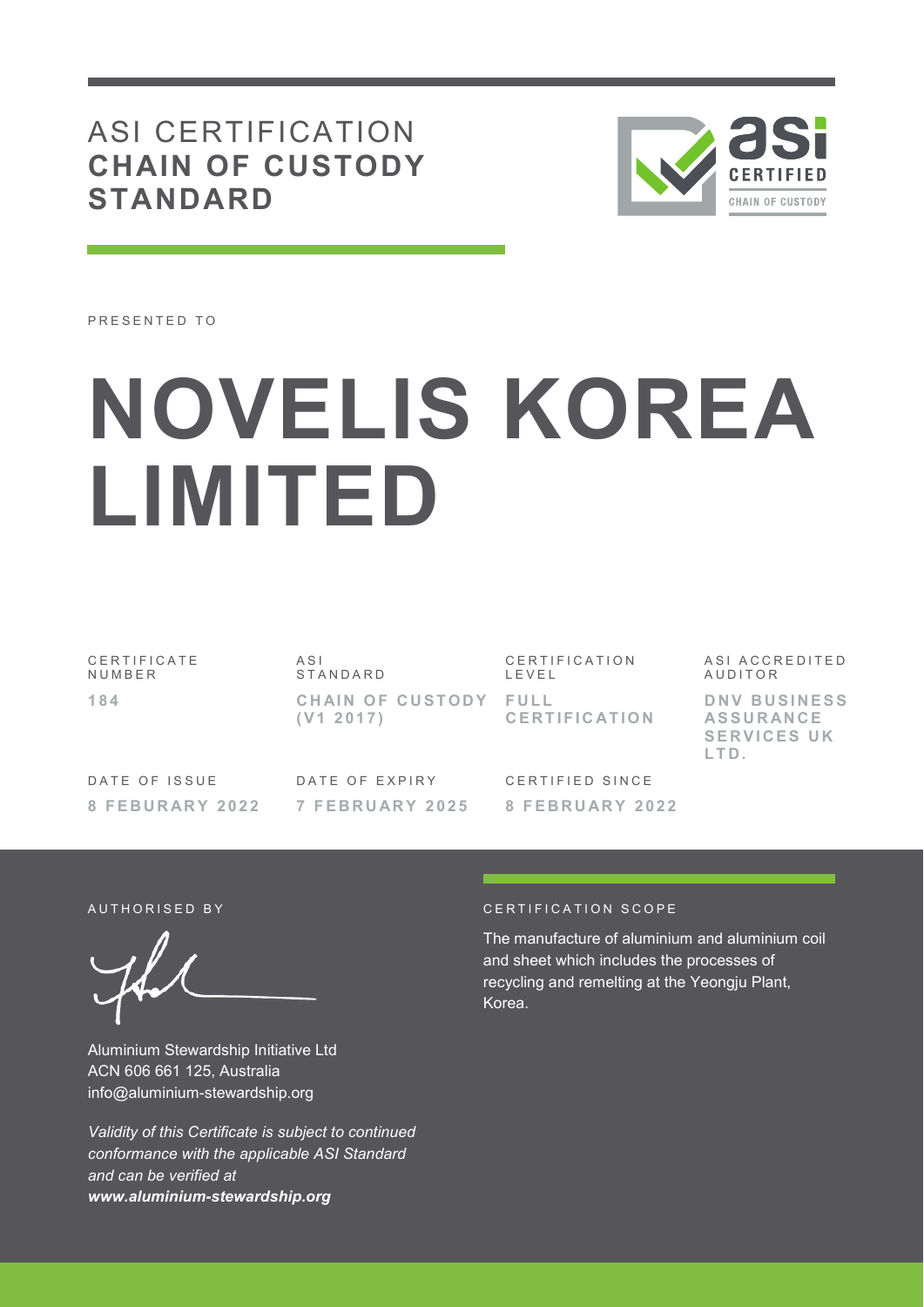# ASI CERTIFICATION CHAIN OF CUSTODY STANDARD

PRESENTED TO

# NOVELIS KOREA LIMITED

| CERTIFICATE NUMBER | ASI STANDARD | CERTIFICATION LEVEL | ASI ACCREDITED AUDITOR |
|---|---|---|---|
| **184** | **CHAIN OF CUSTODY (V1 2017)** | **FULL CERTIFICATION** | **DNV BUSINESS ASSURANCE SERVICES UK LTD.** |

| DATE OF ISSUE | DATE OF EXPIRY | CERTIFIED SINCE |
|---|---|---|
| **8 FEBURARY 2022** | **7 FEBRUARY 2025** | **8 FEBRUARY 2022** |

AUTHORISED BY

Aluminium Stewardship Initiative Ltd
ACN 606 661 125, Australia
info@aluminium-stewardship.org

*Validity of this Certificate is subject to continued conformance with the applicable ASI Standard and can be verified at* ***www.aluminium-stewardship.org***

CERTIFICATION SCOPE

The manufacture of aluminium and aluminium coil and sheet which includes the processes of recycling and remelting at the Yeongju Plant, Korea.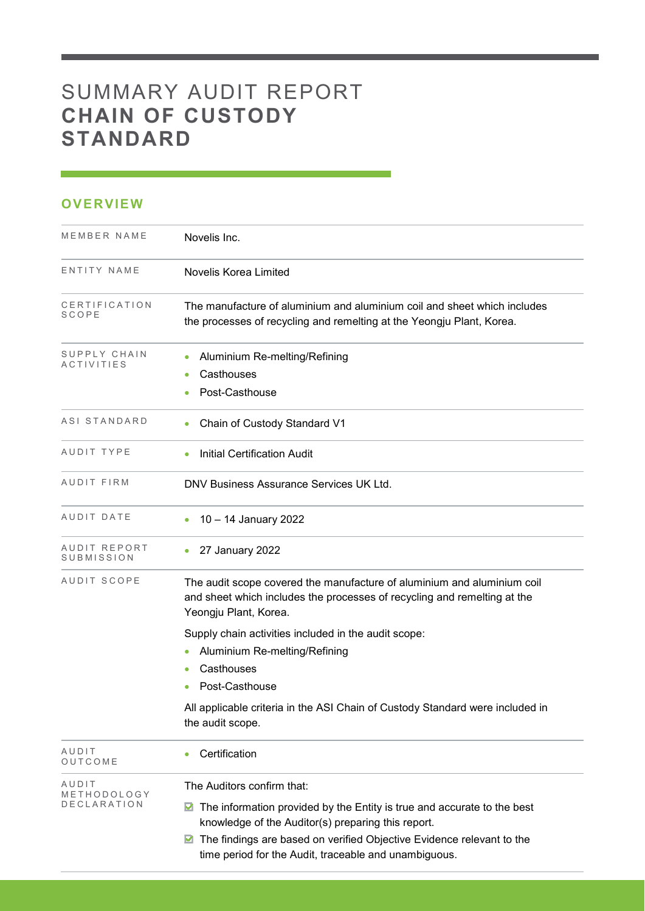# SUMMARY AUDIT REPORT **CHAIN OF CUSTODY STANDARD**

## OVERVIEW

| | |
|---|---|
| MEMBER NAME | Novelis Inc. |
| ENTITY NAME | Novelis Korea Limited |
| CERTIFICATION SCOPE | The manufacture of aluminium and aluminium coil and sheet which includes the processes of recycling and remelting at the Yeongju Plant, Korea. |
| SUPPLY CHAIN ACTIVITIES | • Aluminium Re-melting/Refining<br>• Casthouses<br>• Post-Casthouse |
| ASI STANDARD | • Chain of Custody Standard V1 |
| AUDIT TYPE | • Initial Certification Audit |
| AUDIT FIRM | DNV Business Assurance Services UK Ltd. |
| AUDIT DATE | • 10 – 14 January 2022 |
| AUDIT REPORT SUBMISSION | • 27 January 2022 |
| AUDIT SCOPE | The audit scope covered the manufacture of aluminium and aluminium coil and sheet which includes the processes of recycling and remelting at the Yeongju Plant, Korea.<br><br>Supply chain activities included in the audit scope:<br>• Aluminium Re-melting/Refining<br>• Casthouses<br>• Post-Casthouse<br><br>All applicable criteria in the ASI Chain of Custody Standard were included in the audit scope. |
| AUDIT OUTCOME | • Certification |
| AUDIT METHODOLOGY DECLARATION | The Auditors confirm that:<br><br>☑ The information provided by the Entity is true and accurate to the best knowledge of the Auditor(s) preparing this report.<br>☑ The findings are based on verified Objective Evidence relevant to the time period for the Audit, traceable and unambiguous. |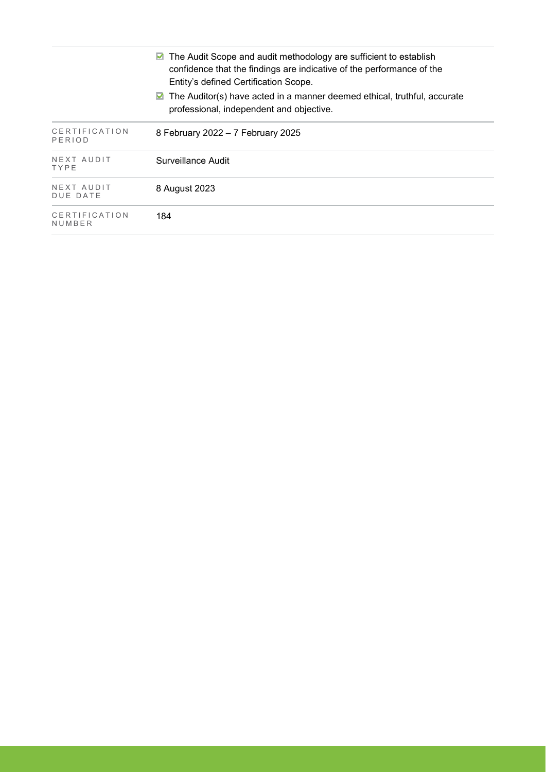| | |
|---|---|
| | ☑ The Audit Scope and audit methodology are sufficient to establish confidence that the findings are indicative of the performance of the Entity's defined Certification Scope.<br>☑ The Auditor(s) have acted in a manner deemed ethical, truthful, accurate professional, independent and objective. |
| CERTIFICATION PERIOD | 8 February 2022 – 7 February 2025 |
| NEXT AUDIT TYPE | Surveillance Audit |
| NEXT AUDIT DUE DATE | 8 August 2023 |
| CERTIFICATION NUMBER | 184 |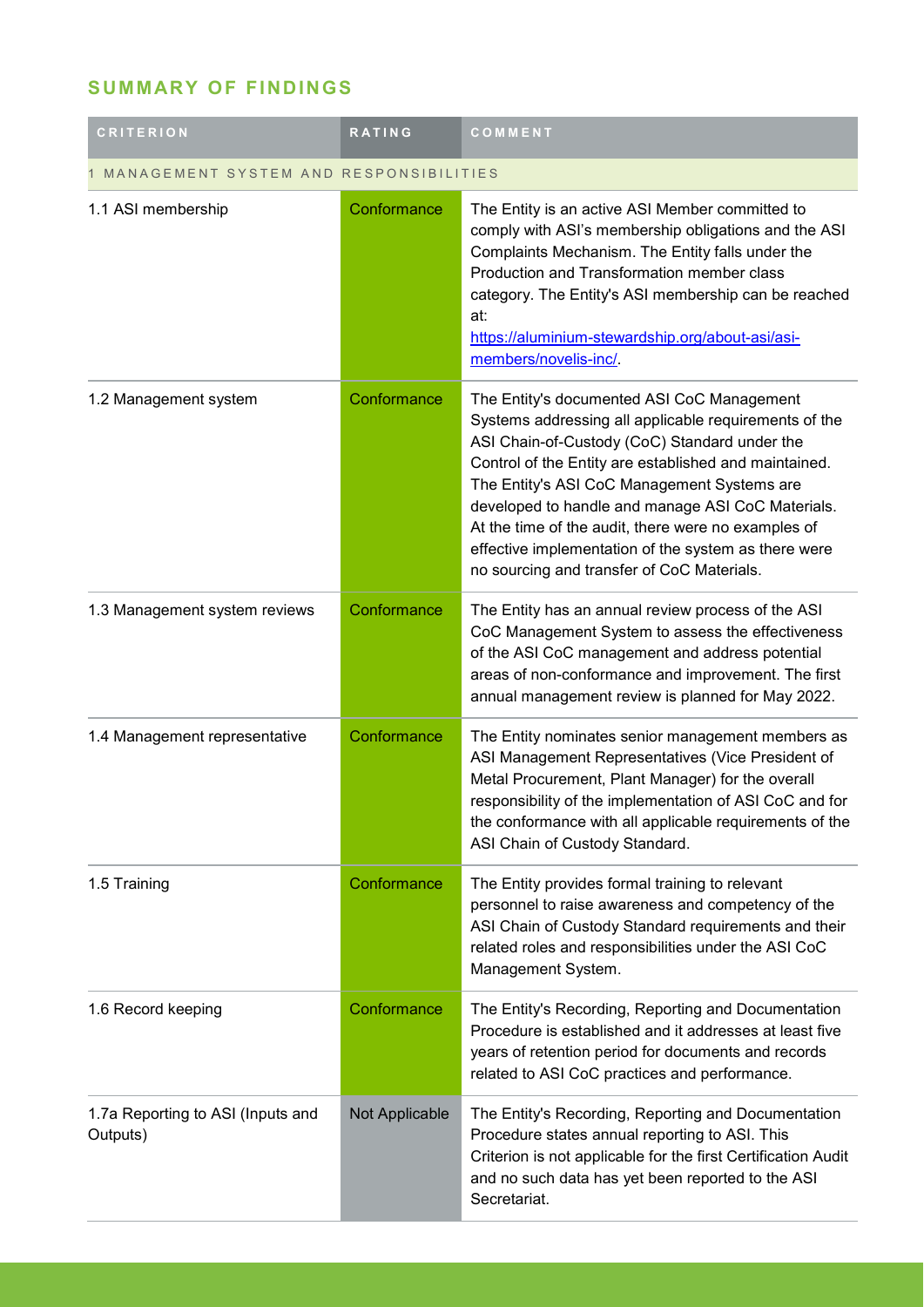## SUMMARY OF FINDINGS

| CRITERION | RATING | COMMENT |
|---|---|---|
| 1 MANAGEMENT SYSTEM AND RESPONSIBILITIES | | |
| 1.1 ASI membership | Conformance | The Entity is an active ASI Member committed to comply with ASI's membership obligations and the ASI Complaints Mechanism. The Entity falls under the Production and Transformation member class category. The Entity's ASI membership can be reached at: https://aluminium-stewardship.org/about-asi/asi-members/novelis-inc/. |
| 1.2 Management system | Conformance | The Entity's documented ASI CoC Management Systems addressing all applicable requirements of the ASI Chain-of-Custody (CoC) Standard under the Control of the Entity are established and maintained. The Entity's ASI CoC Management Systems are developed to handle and manage ASI CoC Materials. At the time of the audit, there were no examples of effective implementation of the system as there were no sourcing and transfer of CoC Materials. |
| 1.3 Management system reviews | Conformance | The Entity has an annual review process of the ASI CoC Management System to assess the effectiveness of the ASI CoC management and address potential areas of non-conformance and improvement. The first annual management review is planned for May 2022. |
| 1.4 Management representative | Conformance | The Entity nominates senior management members as ASI Management Representatives (Vice President of Metal Procurement, Plant Manager) for the overall responsibility of the implementation of ASI CoC and for the conformance with all applicable requirements of the ASI Chain of Custody Standard. |
| 1.5 Training | Conformance | The Entity provides formal training to relevant personnel to raise awareness and competency of the ASI Chain of Custody Standard requirements and their related roles and responsibilities under the ASI CoC Management System. |
| 1.6 Record keeping | Conformance | The Entity's Recording, Reporting and Documentation Procedure is established and it addresses at least five years of retention period for documents and records related to ASI CoC practices and performance. |
| 1.7a Reporting to ASI (Inputs and Outputs) | Not Applicable | The Entity's Recording, Reporting and Documentation Procedure states annual reporting to ASI. This Criterion is not applicable for the first Certification Audit and no such data has yet been reported to the ASI Secretariat. |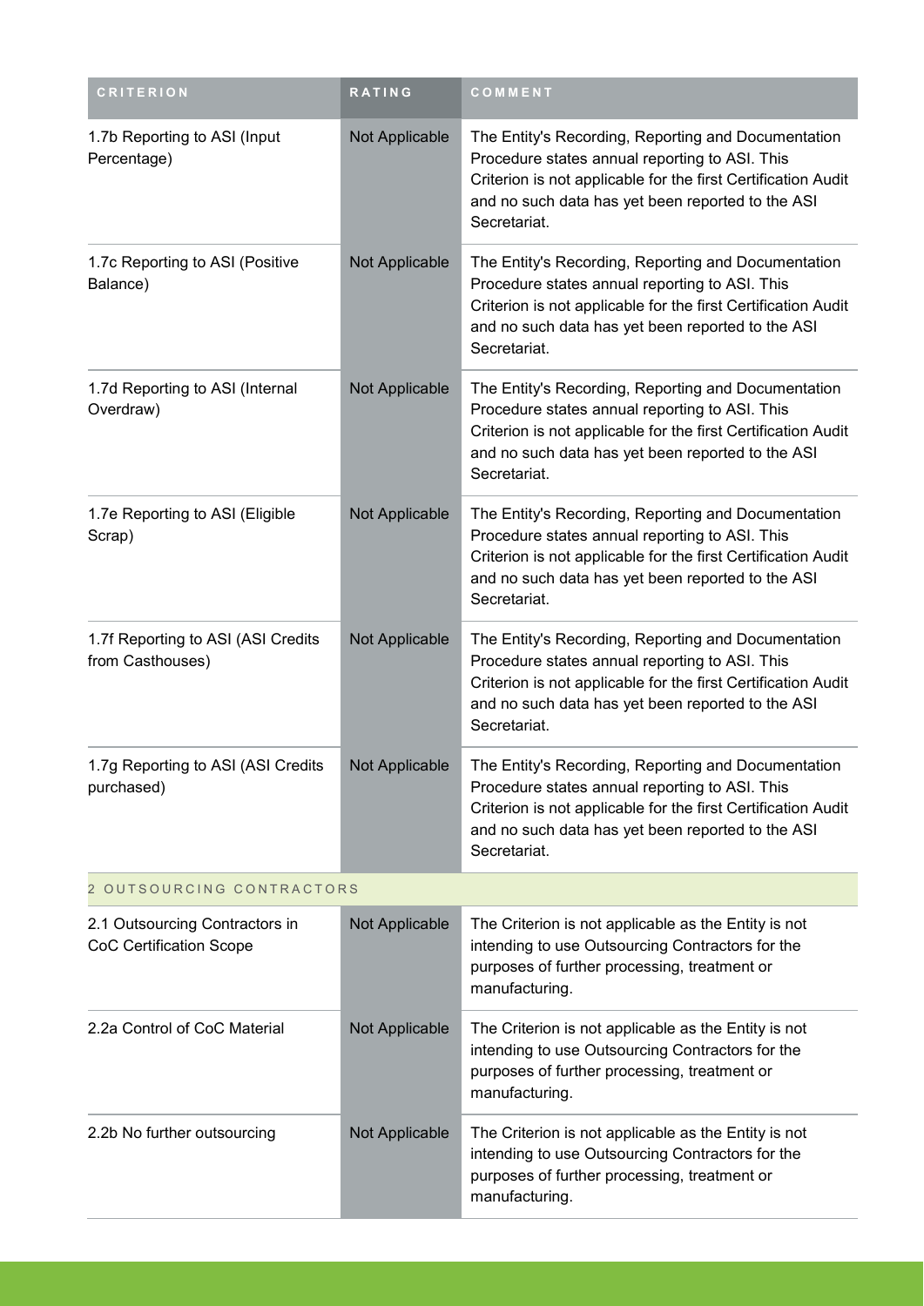| CRITERION | RATING | COMMENT |
| --- | --- | --- |
| 1.7b Reporting to ASI (Input Percentage) | Not Applicable | The Entity's Recording, Reporting and Documentation Procedure states annual reporting to ASI. This Criterion is not applicable for the first Certification Audit and no such data has yet been reported to the ASI Secretariat. |
| 1.7c Reporting to ASI (Positive Balance) | Not Applicable | The Entity's Recording, Reporting and Documentation Procedure states annual reporting to ASI. This Criterion is not applicable for the first Certification Audit and no such data has yet been reported to the ASI Secretariat. |
| 1.7d Reporting to ASI (Internal Overdraw) | Not Applicable | The Entity's Recording, Reporting and Documentation Procedure states annual reporting to ASI. This Criterion is not applicable for the first Certification Audit and no such data has yet been reported to the ASI Secretariat. |
| 1.7e Reporting to ASI (Eligible Scrap) | Not Applicable | The Entity's Recording, Reporting and Documentation Procedure states annual reporting to ASI. This Criterion is not applicable for the first Certification Audit and no such data has yet been reported to the ASI Secretariat. |
| 1.7f Reporting to ASI (ASI Credits from Casthouses) | Not Applicable | The Entity's Recording, Reporting and Documentation Procedure states annual reporting to ASI. This Criterion is not applicable for the first Certification Audit and no such data has yet been reported to the ASI Secretariat. |
| 1.7g Reporting to ASI (ASI Credits purchased) | Not Applicable | The Entity's Recording, Reporting and Documentation Procedure states annual reporting to ASI. This Criterion is not applicable for the first Certification Audit and no such data has yet been reported to the ASI Secretariat. |
| 2 OUTSOURCING CONTRACTORS | | |
| 2.1 Outsourcing Contractors in CoC Certification Scope | Not Applicable | The Criterion is not applicable as the Entity is not intending to use Outsourcing Contractors for the purposes of further processing, treatment or manufacturing. |
| 2.2a Control of CoC Material | Not Applicable | The Criterion is not applicable as the Entity is not intending to use Outsourcing Contractors for the purposes of further processing, treatment or manufacturing. |
| 2.2b No further outsourcing | Not Applicable | The Criterion is not applicable as the Entity is not intending to use Outsourcing Contractors for the purposes of further processing, treatment or manufacturing. |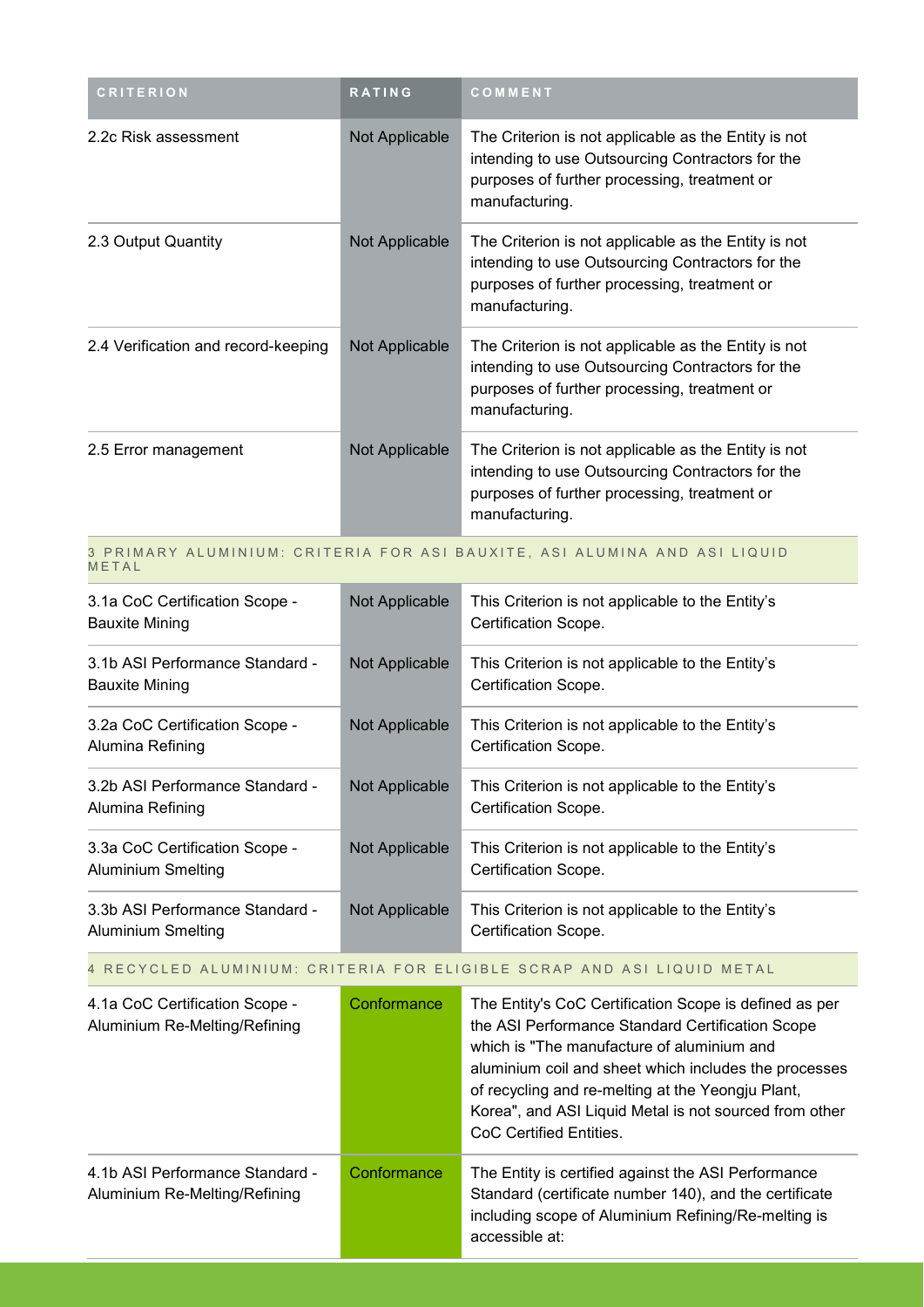| CRITERION | RATING | COMMENT |
| --- | --- | --- |
| 2.2c Risk assessment | Not Applicable | The Criterion is not applicable as the Entity is not intending to use Outsourcing Contractors for the purposes of further processing, treatment or manufacturing. |
| 2.3 Output Quantity | Not Applicable | The Criterion is not applicable as the Entity is not intending to use Outsourcing Contractors for the purposes of further processing, treatment or manufacturing. |
| 2.4 Verification and record-keeping | Not Applicable | The Criterion is not applicable as the Entity is not intending to use Outsourcing Contractors for the purposes of further processing, treatment or manufacturing. |
| 2.5 Error management | Not Applicable | The Criterion is not applicable as the Entity is not intending to use Outsourcing Contractors for the purposes of further processing, treatment or manufacturing. |
| 3 PRIMARY ALUMINIUM: CRITERIA FOR ASI BAUXITE, ASI ALUMINA AND ASI LIQUID METAL | | |
| 3.1a CoC Certification Scope - Bauxite Mining | Not Applicable | This Criterion is not applicable to the Entity's Certification Scope. |
| 3.1b ASI Performance Standard - Bauxite Mining | Not Applicable | This Criterion is not applicable to the Entity's Certification Scope. |
| 3.2a CoC Certification Scope - Alumina Refining | Not Applicable | This Criterion is not applicable to the Entity's Certification Scope. |
| 3.2b ASI Performance Standard - Alumina Refining | Not Applicable | This Criterion is not applicable to the Entity's Certification Scope. |
| 3.3a CoC Certification Scope - Aluminium Smelting | Not Applicable | This Criterion is not applicable to the Entity's Certification Scope. |
| 3.3b ASI Performance Standard - Aluminium Smelting | Not Applicable | This Criterion is not applicable to the Entity's Certification Scope. |
| 4 RECYCLED ALUMINIUM: CRITERIA FOR ELIGIBLE SCRAP AND ASI LIQUID METAL | | |
| 4.1a CoC Certification Scope - Aluminium Re-Melting/Refining | Conformance | The Entity's CoC Certification Scope is defined as per the ASI Performance Standard Certification Scope which is "The manufacture of aluminium and aluminium coil and sheet which includes the processes of recycling and re-melting at the Yeongju Plant, Korea", and ASI Liquid Metal is not sourced from other CoC Certified Entities. |
| 4.1b ASI Performance Standard - Aluminium Re-Melting/Refining | Conformance | The Entity is certified against the ASI Performance Standard (certificate number 140), and the certificate including scope of Aluminium Refining/Re-melting is accessible at: |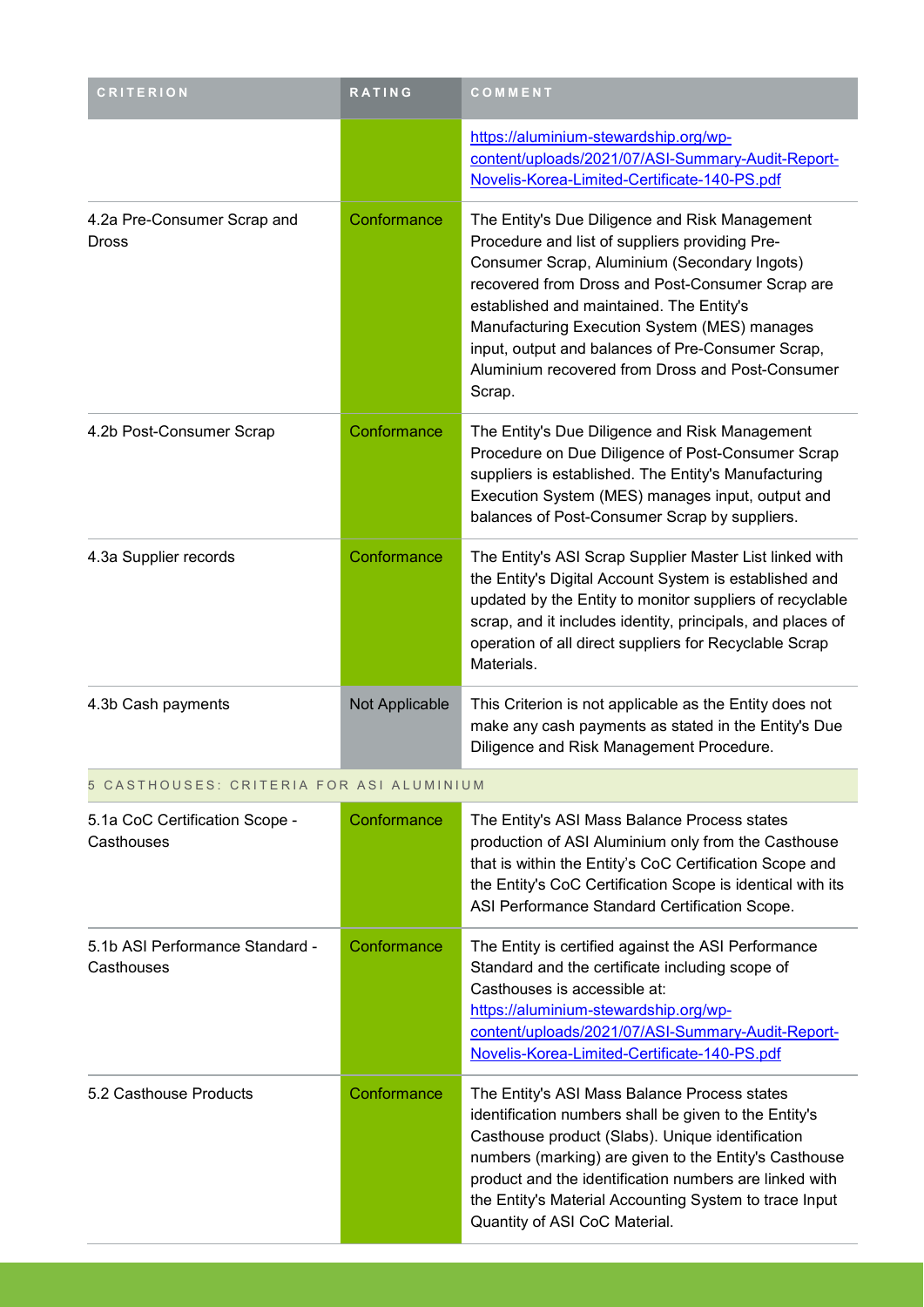| CRITERION | RATING | COMMENT |
| --- | --- | --- |
| | | https://aluminium-stewardship.org/wp-content/uploads/2021/07/ASI-Summary-Audit-Report-Novelis-Korea-Limited-Certificate-140-PS.pdf |
| 4.2a Pre-Consumer Scrap and Dross | Conformance | The Entity's Due Diligence and Risk Management Procedure and list of suppliers providing Pre-Consumer Scrap, Aluminium (Secondary Ingots) recovered from Dross and Post-Consumer Scrap are established and maintained. The Entity's Manufacturing Execution System (MES) manages input, output and balances of Pre-Consumer Scrap, Aluminium recovered from Dross and Post-Consumer Scrap. |
| 4.2b Post-Consumer Scrap | Conformance | The Entity's Due Diligence and Risk Management Procedure on Due Diligence of Post-Consumer Scrap suppliers is established. The Entity's Manufacturing Execution System (MES) manages input, output and balances of Post-Consumer Scrap by suppliers. |
| 4.3a Supplier records | Conformance | The Entity's ASI Scrap Supplier Master List linked with the Entity's Digital Account System is established and updated by the Entity to monitor suppliers of recyclable scrap, and it includes identity, principals, and places of operation of all direct suppliers for Recyclable Scrap Materials. |
| 4.3b Cash payments | Not Applicable | This Criterion is not applicable as the Entity does not make any cash payments as stated in the Entity's Due Diligence and Risk Management Procedure. |
| 5 CASTHOUSES: CRITERIA FOR ASI ALUMINIUM | | |
| 5.1a CoC Certification Scope - Casthouses | Conformance | The Entity's ASI Mass Balance Process states production of ASI Aluminium only from the Casthouse that is within the Entity's CoC Certification Scope and the Entity's CoC Certification Scope is identical with its ASI Performance Standard Certification Scope. |
| 5.1b ASI Performance Standard - Casthouses | Conformance | The Entity is certified against the ASI Performance Standard and the certificate including scope of Casthouses is accessible at: https://aluminium-stewardship.org/wp-content/uploads/2021/07/ASI-Summary-Audit-Report-Novelis-Korea-Limited-Certificate-140-PS.pdf |
| 5.2 Casthouse Products | Conformance | The Entity's ASI Mass Balance Process states identification numbers shall be given to the Entity's Casthouse product (Slabs). Unique identification numbers (marking) are given to the Entity's Casthouse product and the identification numbers are linked with the Entity's Material Accounting System to trace Input Quantity of ASI CoC Material. |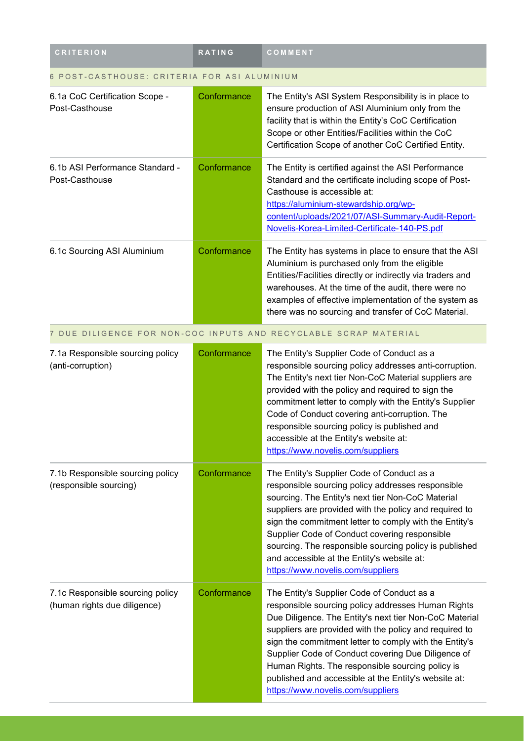| CRITERION | RATING | COMMENT |
|---|---|---|
| **6 POST-CASTHOUSE: CRITERIA FOR ASI ALUMINIUM** | | |
| 6.1a CoC Certification Scope - Post-Casthouse | Conformance | The Entity's ASI System Responsibility is in place to ensure production of ASI Aluminium only from the facility that is within the Entity's CoC Certification Scope or other Entities/Facilities within the CoC Certification Scope of another CoC Certified Entity. |
| 6.1b ASI Performance Standard - Post-Casthouse | Conformance | The Entity is certified against the ASI Performance Standard and the certificate including scope of Post-Casthouse is accessible at: https://aluminium-stewardship.org/wp-content/uploads/2021/07/ASI-Summary-Audit-Report-Novelis-Korea-Limited-Certificate-140-PS.pdf |
| 6.1c Sourcing ASI Aluminium | Conformance | The Entity has systems in place to ensure that the ASI Aluminium is purchased only from the eligible Entities/Facilities directly or indirectly via traders and warehouses. At the time of the audit, there were no examples of effective implementation of the system as there was no sourcing and transfer of CoC Material. |
| **7 DUE DILIGENCE FOR NON-COC INPUTS AND RECYCLABLE SCRAP MATERIAL** | | |
| 7.1a Responsible sourcing policy (anti-corruption) | Conformance | The Entity's Supplier Code of Conduct as a responsible sourcing policy addresses anti-corruption. The Entity's next tier Non-CoC Material suppliers are provided with the policy and required to sign the commitment letter to comply with the Entity's Supplier Code of Conduct covering anti-corruption. The responsible sourcing policy is published and accessible at the Entity's website at: https://www.novelis.com/suppliers |
| 7.1b Responsible sourcing policy (responsible sourcing) | Conformance | The Entity's Supplier Code of Conduct as a responsible sourcing policy addresses responsible sourcing. The Entity's next tier Non-CoC Material suppliers are provided with the policy and required to sign the commitment letter to comply with the Entity's Supplier Code of Conduct covering responsible sourcing. The responsible sourcing policy is published and accessible at the Entity's website at: https://www.novelis.com/suppliers |
| 7.1c Responsible sourcing policy (human rights due diligence) | Conformance | The Entity's Supplier Code of Conduct as a responsible sourcing policy addresses Human Rights Due Diligence. The Entity's next tier Non-CoC Material suppliers are provided with the policy and required to sign the commitment letter to comply with the Entity's Supplier Code of Conduct covering Due Diligence of Human Rights. The responsible sourcing policy is published and accessible at the Entity's website at: https://www.novelis.com/suppliers |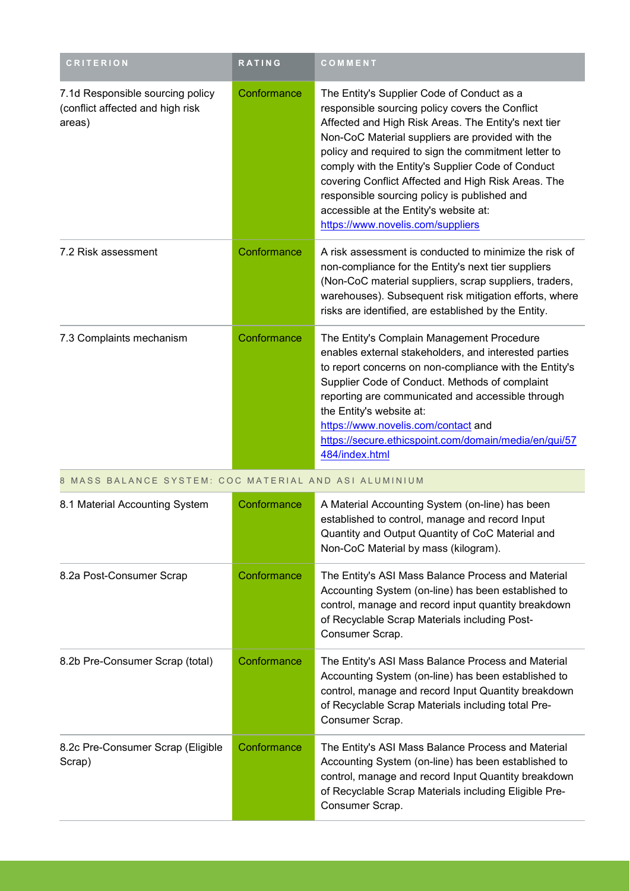| CRITERION | RATING | COMMENT |
| --- | --- | --- |
| 7.1d Responsible sourcing policy (conflict affected and high risk areas) | Conformance | The Entity's Supplier Code of Conduct as a responsible sourcing policy covers the Conflict Affected and High Risk Areas. The Entity's next tier Non-CoC Material suppliers are provided with the policy and required to sign the commitment letter to comply with the Entity's Supplier Code of Conduct covering Conflict Affected and High Risk Areas. The responsible sourcing policy is published and accessible at the Entity's website at: https://www.novelis.com/suppliers |
| 7.2 Risk assessment | Conformance | A risk assessment is conducted to minimize the risk of non-compliance for the Entity's next tier suppliers (Non-CoC material suppliers, scrap suppliers, traders, warehouses). Subsequent risk mitigation efforts, where risks are identified, are established by the Entity. |
| 7.3 Complaints mechanism | Conformance | The Entity's Complain Management Procedure enables external stakeholders, and interested parties to report concerns on non-compliance with the Entity's Supplier Code of Conduct. Methods of complaint reporting are communicated and accessible through the Entity's website at: https://www.novelis.com/contact and https://secure.ethicspoint.com/domain/media/en/gui/57484/index.html |
| 8 MASS BALANCE SYSTEM: COC MATERIAL AND ASI ALUMINIUM | | |
| 8.1 Material Accounting System | Conformance | A Material Accounting System (on-line) has been established to control, manage and record Input Quantity and Output Quantity of CoC Material and Non-CoC Material by mass (kilogram). |
| 8.2a Post-Consumer Scrap | Conformance | The Entity's ASI Mass Balance Process and Material Accounting System (on-line) has been established to control, manage and record input quantity breakdown of Recyclable Scrap Materials including Post-Consumer Scrap. |
| 8.2b Pre-Consumer Scrap (total) | Conformance | The Entity's ASI Mass Balance Process and Material Accounting System (on-line) has been established to control, manage and record Input Quantity breakdown of Recyclable Scrap Materials including total Pre-Consumer Scrap. |
| 8.2c Pre-Consumer Scrap (Eligible Scrap) | Conformance | The Entity's ASI Mass Balance Process and Material Accounting System (on-line) has been established to control, manage and record Input Quantity breakdown of Recyclable Scrap Materials including Eligible Pre-Consumer Scrap. |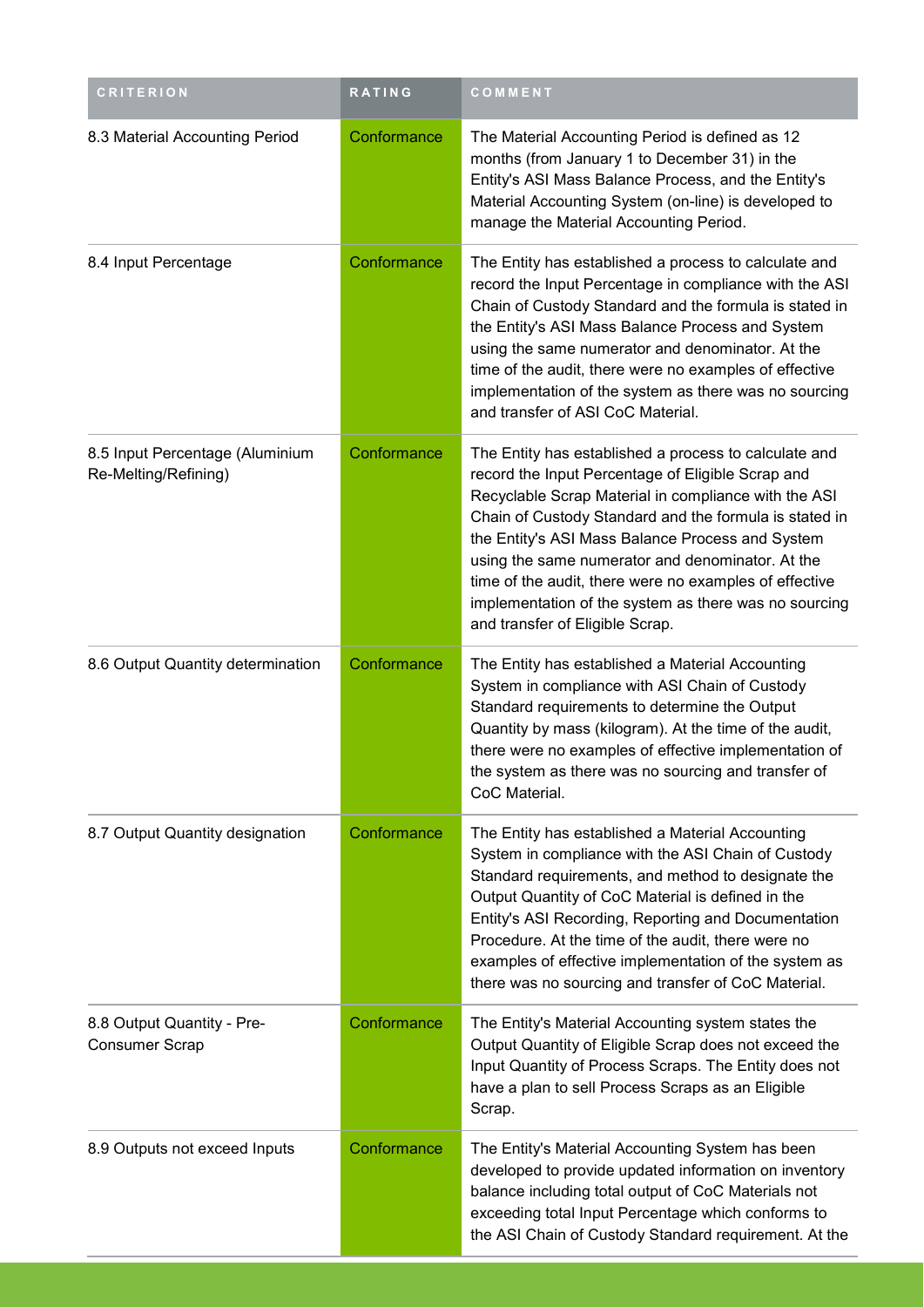| CRITERION | RATING | COMMENT |
| --- | --- | --- |
| 8.3 Material Accounting Period | Conformance | The Material Accounting Period is defined as 12 months (from January 1 to December 31) in the Entity's ASI Mass Balance Process, and the Entity's Material Accounting System (on-line) is developed to manage the Material Accounting Period. |
| 8.4 Input Percentage | Conformance | The Entity has established a process to calculate and record the Input Percentage in compliance with the ASI Chain of Custody Standard and the formula is stated in the Entity's ASI Mass Balance Process and System using the same numerator and denominator. At the time of the audit, there were no examples of effective implementation of the system as there was no sourcing and transfer of ASI CoC Material. |
| 8.5 Input Percentage (Aluminium Re-Melting/Refining) | Conformance | The Entity has established a process to calculate and record the Input Percentage of Eligible Scrap and Recyclable Scrap Material in compliance with the ASI Chain of Custody Standard and the formula is stated in the Entity's ASI Mass Balance Process and System using the same numerator and denominator. At the time of the audit, there were no examples of effective implementation of the system as there was no sourcing and transfer of Eligible Scrap. |
| 8.6 Output Quantity determination | Conformance | The Entity has established a Material Accounting System in compliance with ASI Chain of Custody Standard requirements to determine the Output Quantity by mass (kilogram). At the time of the audit, there were no examples of effective implementation of the system as there was no sourcing and transfer of CoC Material. |
| 8.7 Output Quantity designation | Conformance | The Entity has established a Material Accounting System in compliance with the ASI Chain of Custody Standard requirements, and method to designate the Output Quantity of CoC Material is defined in the Entity's ASI Recording, Reporting and Documentation Procedure. At the time of the audit, there were no examples of effective implementation of the system as there was no sourcing and transfer of CoC Material. |
| 8.8 Output Quantity - Pre-Consumer Scrap | Conformance | The Entity's Material Accounting system states the Output Quantity of Eligible Scrap does not exceed the Input Quantity of Process Scraps. The Entity does not have a plan to sell Process Scraps as an Eligible Scrap. |
| 8.9 Outputs not exceed Inputs | Conformance | The Entity's Material Accounting System has been developed to provide updated information on inventory balance including total output of CoC Materials not exceeding total Input Percentage which conforms to the ASI Chain of Custody Standard requirement. At the |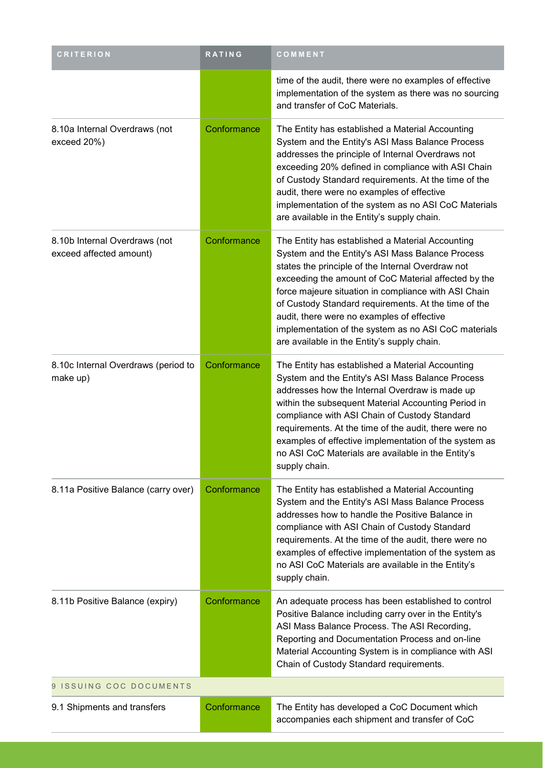| CRITERION | RATING | COMMENT |
| --- | --- | --- |
| | | time of the audit, there were no examples of effective implementation of the system as there was no sourcing and transfer of CoC Materials. |
| 8.10a Internal Overdraws (not exceed 20%) | Conformance | The Entity has established a Material Accounting System and the Entity's ASI Mass Balance Process addresses the principle of Internal Overdraws not exceeding 20% defined in compliance with ASI Chain of Custody Standard requirements. At the time of the audit, there were no examples of effective implementation of the system as no ASI CoC Materials are available in the Entity's supply chain. |
| 8.10b Internal Overdraws (not exceed affected amount) | Conformance | The Entity has established a Material Accounting System and the Entity's ASI Mass Balance Process states the principle of the Internal Overdraw not exceeding the amount of CoC Material affected by the force majeure situation in compliance with ASI Chain of Custody Standard requirements. At the time of the audit, there were no examples of effective implementation of the system as no ASI CoC materials are available in the Entity's supply chain. |
| 8.10c Internal Overdraws (period to make up) | Conformance | The Entity has established a Material Accounting System and the Entity's ASI Mass Balance Process addresses how the Internal Overdraw is made up within the subsequent Material Accounting Period in compliance with ASI Chain of Custody Standard requirements. At the time of the audit, there were no examples of effective implementation of the system as no ASI CoC Materials are available in the Entity's supply chain. |
| 8.11a Positive Balance (carry over) | Conformance | The Entity has established a Material Accounting System and the Entity's ASI Mass Balance Process addresses how to handle the Positive Balance in compliance with ASI Chain of Custody Standard requirements. At the time of the audit, there were no examples of effective implementation of the system as no ASI CoC Materials are available in the Entity's supply chain. |
| 8.11b Positive Balance (expiry) | Conformance | An adequate process has been established to control Positive Balance including carry over in the Entity's ASI Mass Balance Process. The ASI Recording, Reporting and Documentation Process and on-line Material Accounting System is in compliance with ASI Chain of Custody Standard requirements. |
| 9 ISSUING COC DOCUMENTS | | |
| 9.1 Shipments and transfers | Conformance | The Entity has developed a CoC Document which accompanies each shipment and transfer of CoC |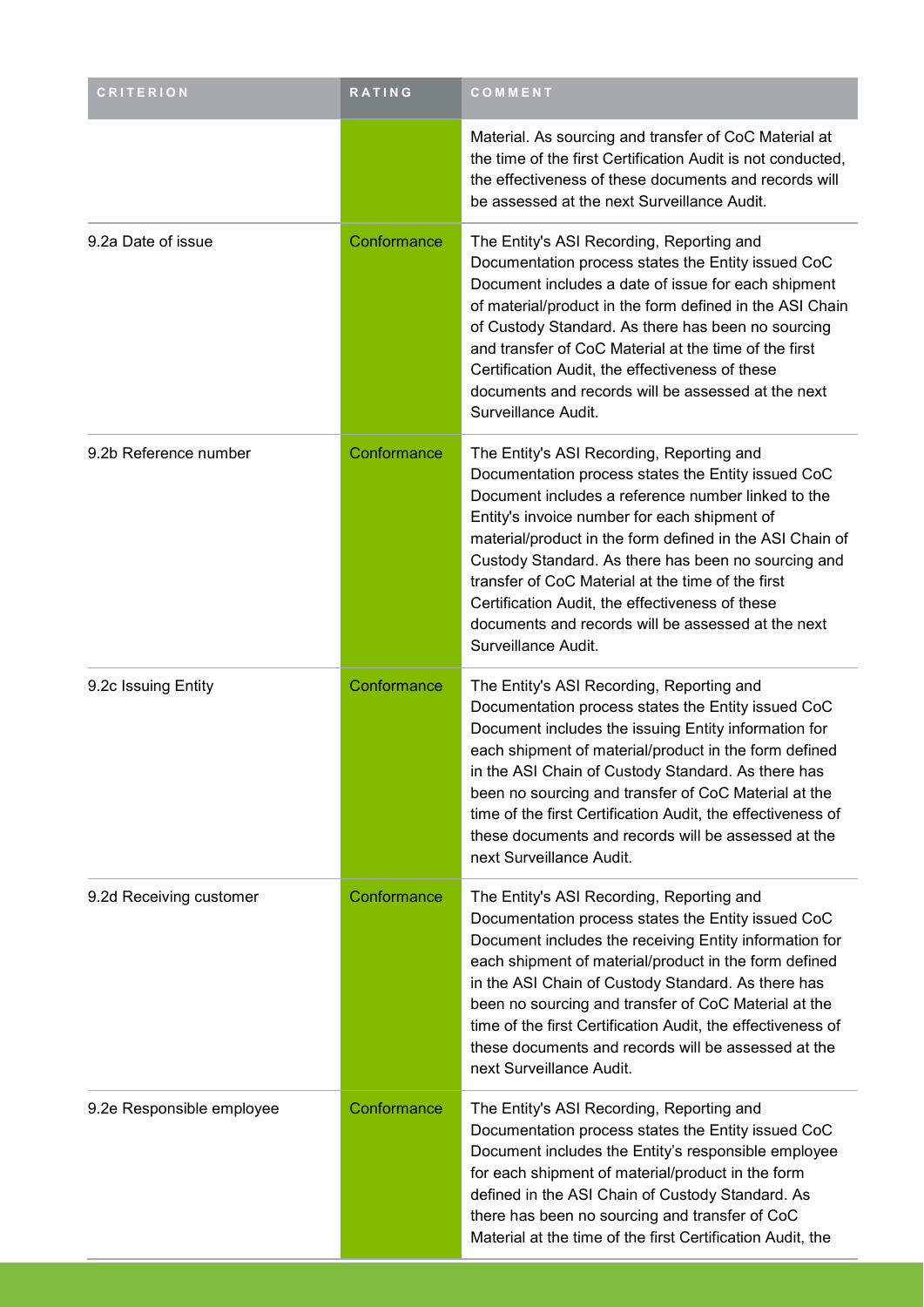| CRITERION | RATING | COMMENT |
| --- | --- | --- |
| | | Material. As sourcing and transfer of CoC Material at the time of the first Certification Audit is not conducted, the effectiveness of these documents and records will be assessed at the next Surveillance Audit. |
| 9.2a Date of issue | Conformance | The Entity's ASI Recording, Reporting and Documentation process states the Entity issued CoC Document includes a date of issue for each shipment of material/product in the form defined in the ASI Chain of Custody Standard. As there has been no sourcing and transfer of CoC Material at the time of the first Certification Audit, the effectiveness of these documents and records will be assessed at the next Surveillance Audit. |
| 9.2b Reference number | Conformance | The Entity's ASI Recording, Reporting and Documentation process states the Entity issued CoC Document includes a reference number linked to the Entity's invoice number for each shipment of material/product in the form defined in the ASI Chain of Custody Standard. As there has been no sourcing and transfer of CoC Material at the time of the first Certification Audit, the effectiveness of these documents and records will be assessed at the next Surveillance Audit. |
| 9.2c Issuing Entity | Conformance | The Entity's ASI Recording, Reporting and Documentation process states the Entity issued CoC Document includes the issuing Entity information for each shipment of material/product in the form defined in the ASI Chain of Custody Standard. As there has been no sourcing and transfer of CoC Material at the time of the first Certification Audit, the effectiveness of these documents and records will be assessed at the next Surveillance Audit. |
| 9.2d Receiving customer | Conformance | The Entity's ASI Recording, Reporting and Documentation process states the Entity issued CoC Document includes the receiving Entity information for each shipment of material/product in the form defined in the ASI Chain of Custody Standard. As there has been no sourcing and transfer of CoC Material at the time of the first Certification Audit, the effectiveness of these documents and records will be assessed at the next Surveillance Audit. |
| 9.2e Responsible employee | Conformance | The Entity's ASI Recording, Reporting and Documentation process states the Entity issued CoC Document includes the Entity's responsible employee for each shipment of material/product in the form defined in the ASI Chain of Custody Standard. As there has been no sourcing and transfer of CoC Material at the time of the first Certification Audit, the |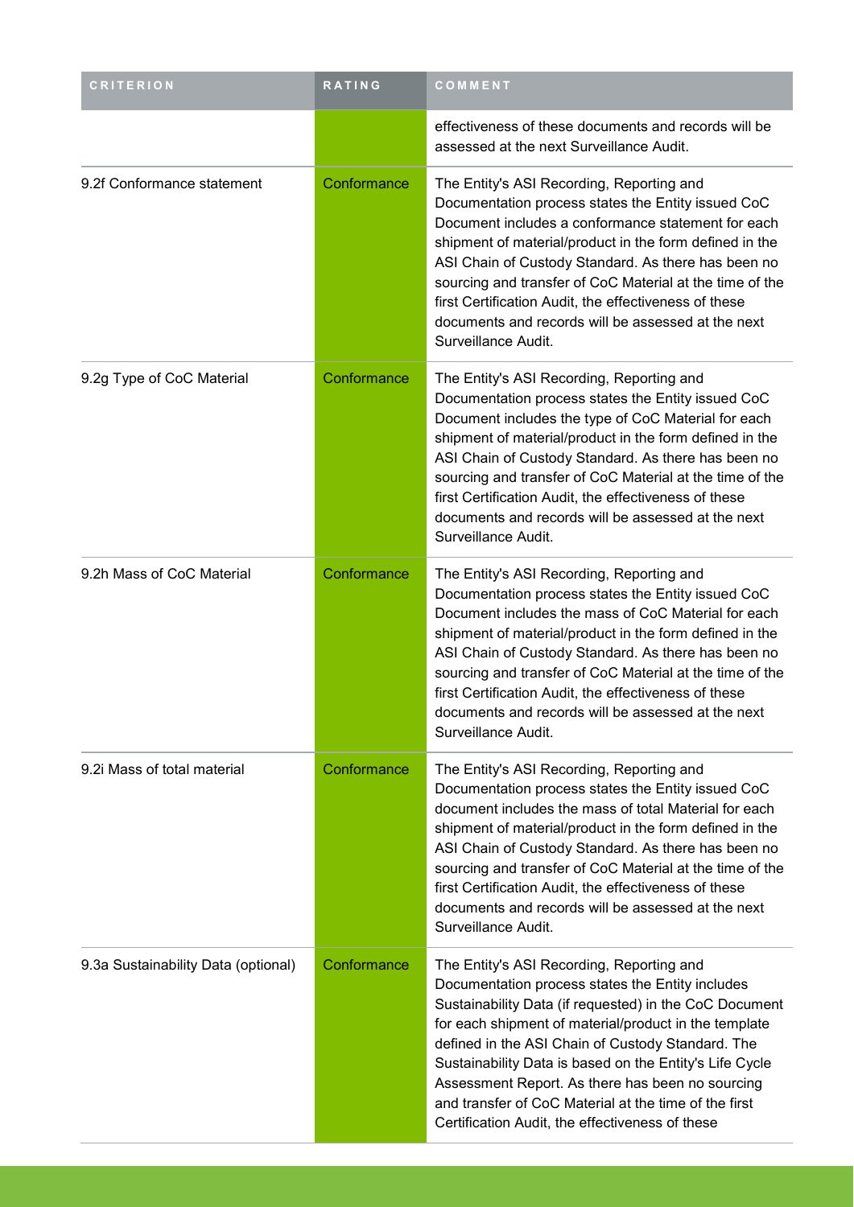| CRITERION | RATING | COMMENT |
| --- | --- | --- |
| | | effectiveness of these documents and records will be assessed at the next Surveillance Audit. |
| 9.2f Conformance statement | Conformance | The Entity's ASI Recording, Reporting and Documentation process states the Entity issued CoC Document includes a conformance statement for each shipment of material/product in the form defined in the ASI Chain of Custody Standard. As there has been no sourcing and transfer of CoC Material at the time of the first Certification Audit, the effectiveness of these documents and records will be assessed at the next Surveillance Audit. |
| 9.2g Type of CoC Material | Conformance | The Entity's ASI Recording, Reporting and Documentation process states the Entity issued CoC Document includes the type of CoC Material for each shipment of material/product in the form defined in the ASI Chain of Custody Standard. As there has been no sourcing and transfer of CoC Material at the time of the first Certification Audit, the effectiveness of these documents and records will be assessed at the next Surveillance Audit. |
| 9.2h Mass of CoC Material | Conformance | The Entity's ASI Recording, Reporting and Documentation process states the Entity issued CoC Document includes the mass of CoC Material for each shipment of material/product in the form defined in the ASI Chain of Custody Standard. As there has been no sourcing and transfer of CoC Material at the time of the first Certification Audit, the effectiveness of these documents and records will be assessed at the next Surveillance Audit. |
| 9.2i Mass of total material | Conformance | The Entity's ASI Recording, Reporting and Documentation process states the Entity issued CoC document includes the mass of total Material for each shipment of material/product in the form defined in the ASI Chain of Custody Standard. As there has been no sourcing and transfer of CoC Material at the time of the first Certification Audit, the effectiveness of these documents and records will be assessed at the next Surveillance Audit. |
| 9.3a Sustainability Data (optional) | Conformance | The Entity's ASI Recording, Reporting and Documentation process states the Entity includes Sustainability Data (if requested) in the CoC Document for each shipment of material/product in the template defined in the ASI Chain of Custody Standard. The Sustainability Data is based on the Entity's Life Cycle Assessment Report. As there has been no sourcing and transfer of CoC Material at the time of the first Certification Audit, the effectiveness of these |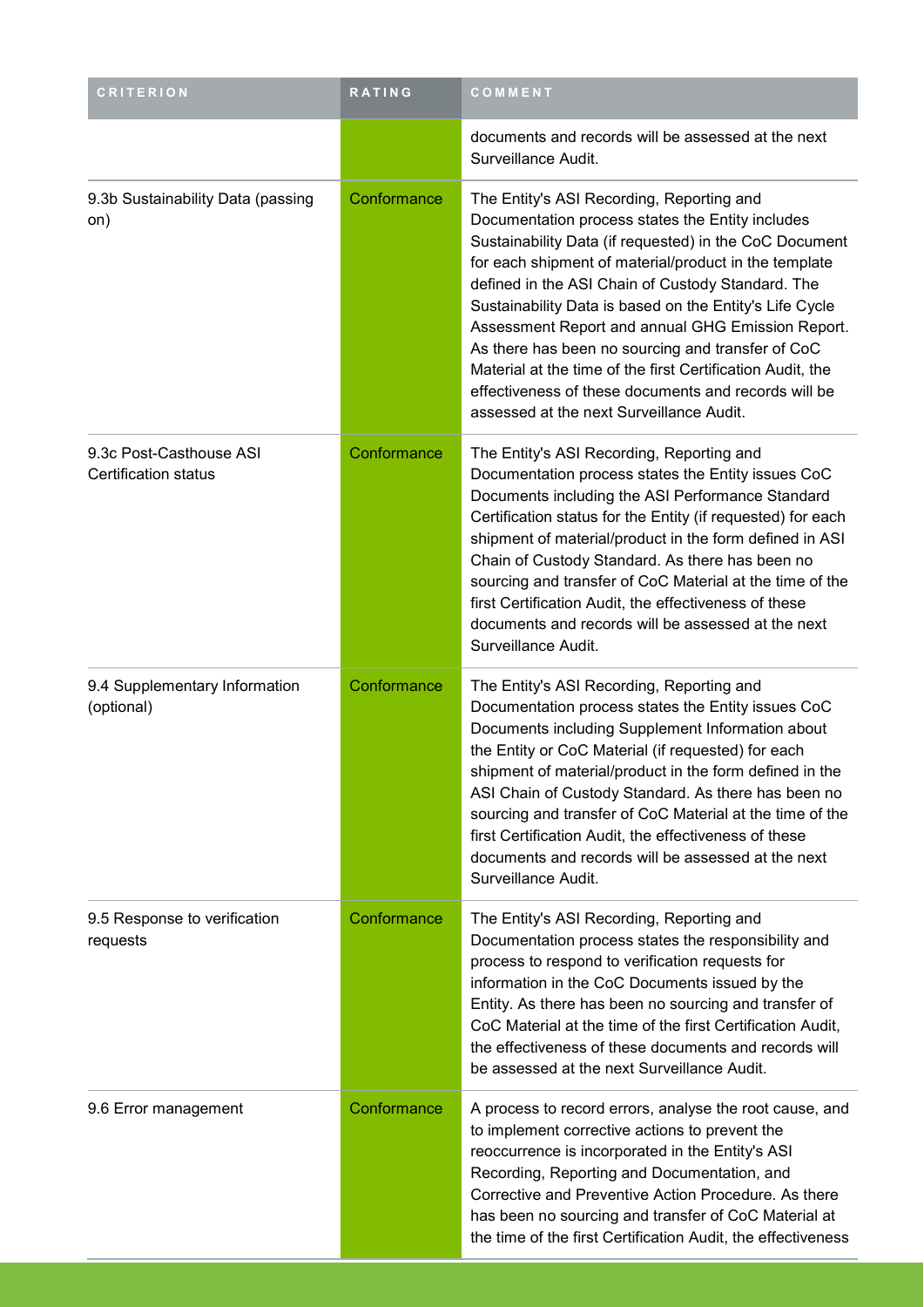| CRITERION | RATING | COMMENT |
| --- | --- | --- |
| | | documents and records will be assessed at the next Surveillance Audit. |
| 9.3b Sustainability Data (passing on) | Conformance | The Entity's ASI Recording, Reporting and Documentation process states the Entity includes Sustainability Data (if requested) in the CoC Document for each shipment of material/product in the template defined in the ASI Chain of Custody Standard. The Sustainability Data is based on the Entity's Life Cycle Assessment Report and annual GHG Emission Report. As there has been no sourcing and transfer of CoC Material at the time of the first Certification Audit, the effectiveness of these documents and records will be assessed at the next Surveillance Audit. |
| 9.3c Post-Casthouse ASI Certification status | Conformance | The Entity's ASI Recording, Reporting and Documentation process states the Entity issues CoC Documents including the ASI Performance Standard Certification status for the Entity (if requested) for each shipment of material/product in the form defined in ASI Chain of Custody Standard. As there has been no sourcing and transfer of CoC Material at the time of the first Certification Audit, the effectiveness of these documents and records will be assessed at the next Surveillance Audit. |
| 9.4 Supplementary Information (optional) | Conformance | The Entity's ASI Recording, Reporting and Documentation process states the Entity issues CoC Documents including Supplement Information about the Entity or CoC Material (if requested) for each shipment of material/product in the form defined in the ASI Chain of Custody Standard. As there has been no sourcing and transfer of CoC Material at the time of the first Certification Audit, the effectiveness of these documents and records will be assessed at the next Surveillance Audit. |
| 9.5 Response to verification requests | Conformance | The Entity's ASI Recording, Reporting and Documentation process states the responsibility and process to respond to verification requests for information in the CoC Documents issued by the Entity. As there has been no sourcing and transfer of CoC Material at the time of the first Certification Audit, the effectiveness of these documents and records will be assessed at the next Surveillance Audit. |
| 9.6 Error management | Conformance | A process to record errors, analyse the root cause, and to implement corrective actions to prevent the reoccurrence is incorporated in the Entity's ASI Recording, Reporting and Documentation, and Corrective and Preventive Action Procedure. As there has been no sourcing and transfer of CoC Material at the time of the first Certification Audit, the effectiveness |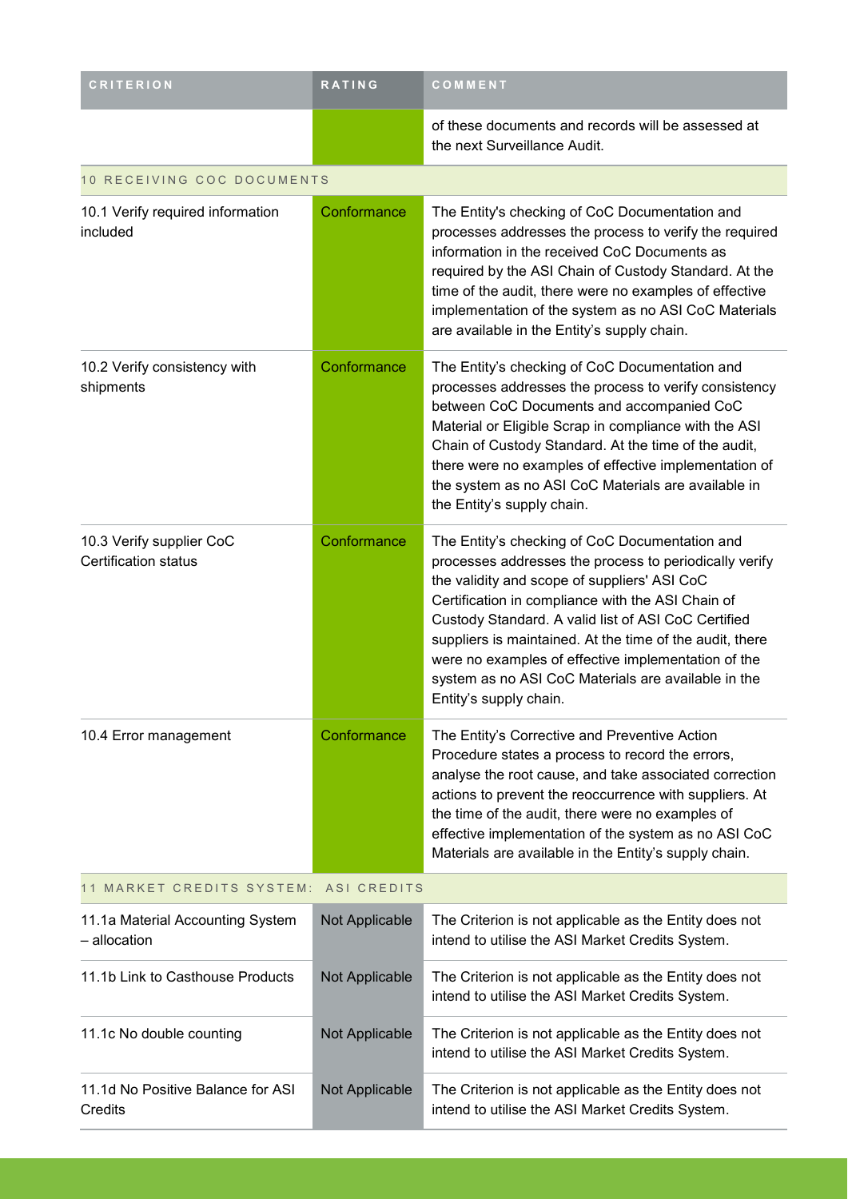| CRITERION | RATING | COMMENT |
| --- | --- | --- |
| | | of these documents and records will be assessed at the next Surveillance Audit. |
| **10 RECEIVING COC DOCUMENTS** | | |
| 10.1 Verify required information included | Conformance | The Entity's checking of CoC Documentation and processes addresses the process to verify the required information in the received CoC Documents as required by the ASI Chain of Custody Standard. At the time of the audit, there were no examples of effective implementation of the system as no ASI CoC Materials are available in the Entity's supply chain. |
| 10.2 Verify consistency with shipments | Conformance | The Entity's checking of CoC Documentation and processes addresses the process to verify consistency between CoC Documents and accompanied CoC Material or Eligible Scrap in compliance with the ASI Chain of Custody Standard. At the time of the audit, there were no examples of effective implementation of the system as no ASI CoC Materials are available in the Entity's supply chain. |
| 10.3 Verify supplier CoC Certification status | Conformance | The Entity's checking of CoC Documentation and processes addresses the process to periodically verify the validity and scope of suppliers' ASI CoC Certification in compliance with the ASI Chain of Custody Standard. A valid list of ASI CoC Certified suppliers is maintained. At the time of the audit, there were no examples of effective implementation of the system as no ASI CoC Materials are available in the Entity's supply chain. |
| 10.4 Error management | Conformance | The Entity's Corrective and Preventive Action Procedure states a process to record the errors, analyse the root cause, and take associated correction actions to prevent the reoccurrence with suppliers. At the time of the audit, there were no examples of effective implementation of the system as no ASI CoC Materials are available in the Entity's supply chain. |
| **11 MARKET CREDITS SYSTEM: ASI CREDITS** | | |
| 11.1a Material Accounting System – allocation | Not Applicable | The Criterion is not applicable as the Entity does not intend to utilise the ASI Market Credits System. |
| 11.1b Link to Casthouse Products | Not Applicable | The Criterion is not applicable as the Entity does not intend to utilise the ASI Market Credits System. |
| 11.1c No double counting | Not Applicable | The Criterion is not applicable as the Entity does not intend to utilise the ASI Market Credits System. |
| 11.1d No Positive Balance for ASI Credits | Not Applicable | The Criterion is not applicable as the Entity does not intend to utilise the ASI Market Credits System. |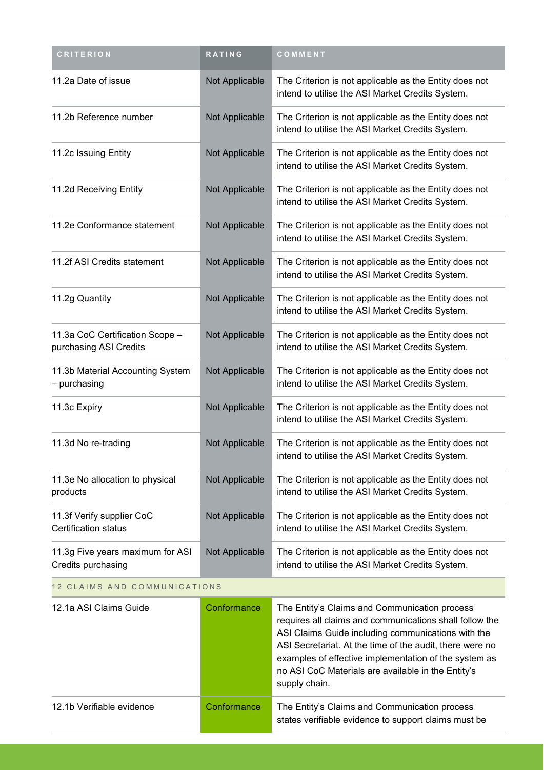| CRITERION | RATING | COMMENT |
|---|---|---|
| 11.2a Date of issue | Not Applicable | The Criterion is not applicable as the Entity does not intend to utilise the ASI Market Credits System. |
| 11.2b Reference number | Not Applicable | The Criterion is not applicable as the Entity does not intend to utilise the ASI Market Credits System. |
| 11.2c Issuing Entity | Not Applicable | The Criterion is not applicable as the Entity does not intend to utilise the ASI Market Credits System. |
| 11.2d Receiving Entity | Not Applicable | The Criterion is not applicable as the Entity does not intend to utilise the ASI Market Credits System. |
| 11.2e Conformance statement | Not Applicable | The Criterion is not applicable as the Entity does not intend to utilise the ASI Market Credits System. |
| 11.2f ASI Credits statement | Not Applicable | The Criterion is not applicable as the Entity does not intend to utilise the ASI Market Credits System. |
| 11.2g Quantity | Not Applicable | The Criterion is not applicable as the Entity does not intend to utilise the ASI Market Credits System. |
| 11.3a CoC Certification Scope – purchasing ASI Credits | Not Applicable | The Criterion is not applicable as the Entity does not intend to utilise the ASI Market Credits System. |
| 11.3b Material Accounting System – purchasing | Not Applicable | The Criterion is not applicable as the Entity does not intend to utilise the ASI Market Credits System. |
| 11.3c Expiry | Not Applicable | The Criterion is not applicable as the Entity does not intend to utilise the ASI Market Credits System. |
| 11.3d No re-trading | Not Applicable | The Criterion is not applicable as the Entity does not intend to utilise the ASI Market Credits System. |
| 11.3e No allocation to physical products | Not Applicable | The Criterion is not applicable as the Entity does not intend to utilise the ASI Market Credits System. |
| 11.3f Verify supplier CoC Certification status | Not Applicable | The Criterion is not applicable as the Entity does not intend to utilise the ASI Market Credits System. |
| 11.3g Five years maximum for ASI Credits purchasing | Not Applicable | The Criterion is not applicable as the Entity does not intend to utilise the ASI Market Credits System. |
| 12 CLAIMS AND COMMUNICATIONS | | |
| 12.1a ASI Claims Guide | Conformance | The Entity's Claims and Communication process requires all claims and communications shall follow the ASI Claims Guide including communications with the ASI Secretariat. At the time of the audit, there were no examples of effective implementation of the system as no ASI CoC Materials are available in the Entity's supply chain. |
| 12.1b Verifiable evidence | Conformance | The Entity's Claims and Communication process states verifiable evidence to support claims must be |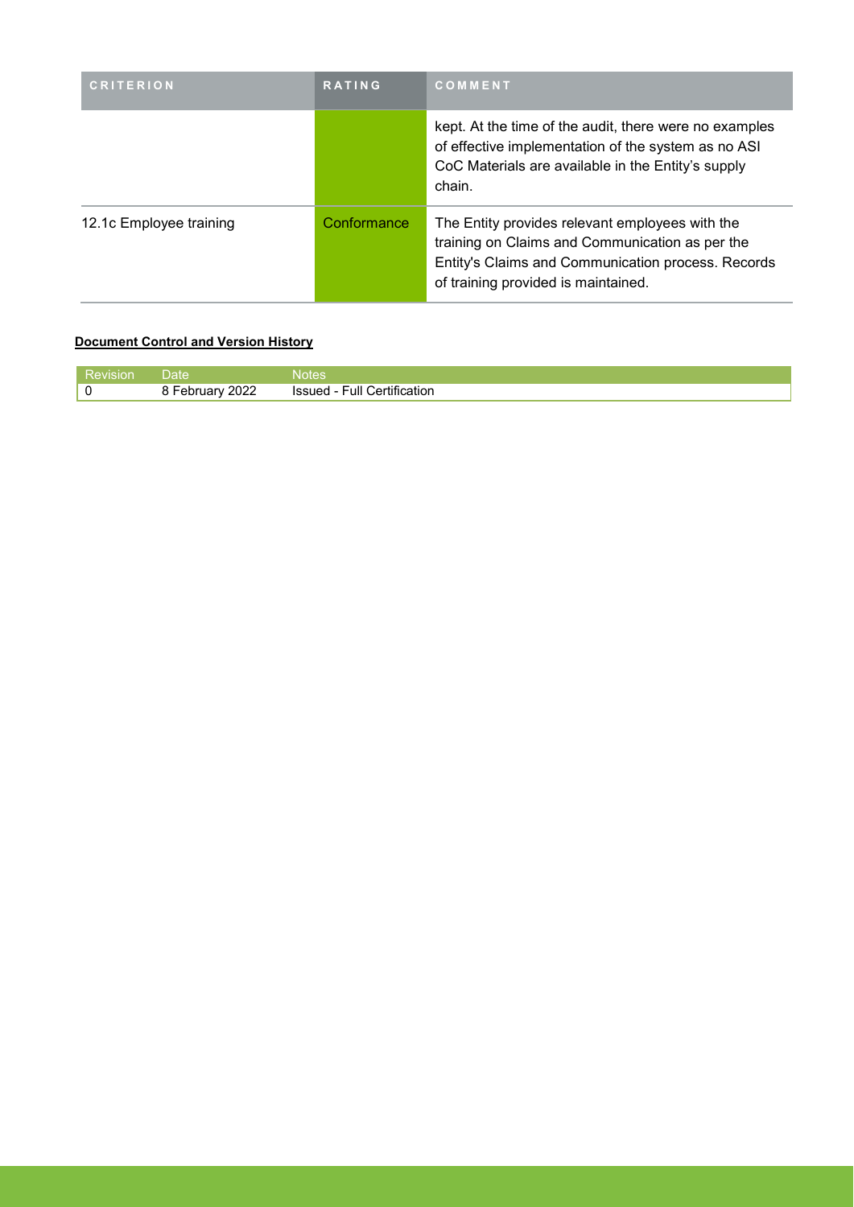| CRITERION | RATING | COMMENT |
| --- | --- | --- |
| | | kept. At the time of the audit, there were no examples of effective implementation of the system as no ASI CoC Materials are available in the Entity's supply chain. |
| 12.1c Employee training | Conformance | The Entity provides relevant employees with the training on Claims and Communication as per the Entity's Claims and Communication process. Records of training provided is maintained. |

**Document Control and Version History**

| Revision | Date | Notes |
| --- | --- | --- |
| 0 | 8 February 2022 | Issued - Full Certification |